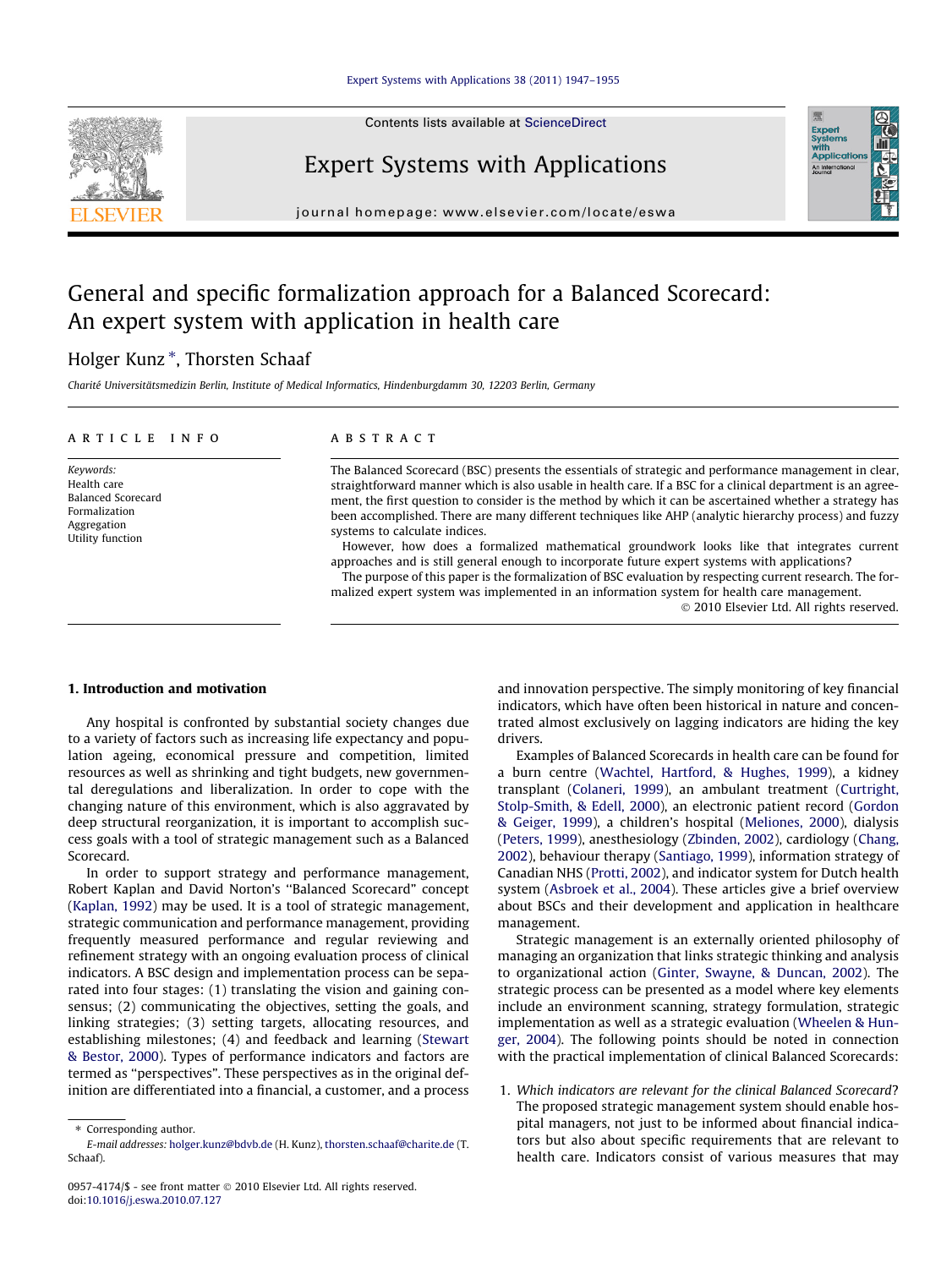# General and specific formalization approach for a Balanced Scorecard: An expert system with application in health care

Holger Kunz *, Thorsten Schaaf

*Charité Universitätsmedizin Berlin, Institute of Medical Informatics, Hindenburgdamm 30, 12203 Berlin, Germany*

## ARTICLE INFO

*Keywords:*
Health care
Balanced Scorecard
Formalization
Aggregation
Utility function

## ABSTRACT

The Balanced Scorecard (BSC) presents the essentials of strategic and performance management in clear, straightforward manner which is also usable in health care. If a BSC for a clinical department is an agreement, the first question to consider is the method by which it can be ascertained whether a strategy has been accomplished. There are many different techniques like AHP (analytic hierarchy process) and fuzzy systems to calculate indices.

However, how does a formalized mathematical groundwork looks like that integrates current approaches and is still general enough to incorporate future expert systems with applications?

The purpose of this paper is the formalization of BSC evaluation by respecting current research. The formalized expert system was implemented in an information system for health care management.

© 2010 Elsevier Ltd. All rights reserved.

## 1. Introduction and motivation

Any hospital is confronted by substantial society changes due to a variety of factors such as increasing life expectancy and population ageing, economical pressure and competition, limited resources as well as shrinking and tight budgets, new governmental deregulations and liberalization. In order to cope with the changing nature of this environment, which is also aggravated by deep structural reorganization, it is important to accomplish success goals with a tool of strategic management such as a Balanced Scorecard.

In order to support strategy and performance management, Robert Kaplan and David Norton's "Balanced Scorecard" concept (Kaplan, 1992) may be used. It is a tool of strategic management, strategic communication and performance management, providing frequently measured performance and regular reviewing and refinement strategy with an ongoing evaluation process of clinical indicators. A BSC design and implementation process can be separated into four stages: (1) translating the vision and gaining consensus; (2) communicating the objectives, setting the goals, and linking strategies; (3) setting targets, allocating resources, and establishing milestones; (4) and feedback and learning (Stewart & Bestor, 2000). Types of performance indicators and factors are termed as "perspectives". These perspectives as in the original definition are differentiated into a financial, a customer, and a process and innovation perspective. The simply monitoring of key financial indicators, which have often been historical in nature and concentrated almost exclusively on lagging indicators are hiding the key drivers.

Examples of Balanced Scorecards in health care can be found for a burn centre (Wachtel, Hartford, & Hughes, 1999), a kidney transplant (Colaneri, 1999), an ambulant treatment (Curtright, Stolp-Smith, & Edell, 2000), an electronic patient record (Gordon & Geiger, 1999), a children's hospital (Meliones, 2000), dialysis (Peters, 1999), anesthesiology (Zbinden, 2002), cardiology (Chang, 2002), behaviour therapy (Santiago, 1999), information strategy of Canadian NHS (Protti, 2002), and indicator system for Dutch health system (Asbroek et al., 2004). These articles give a brief overview about BSCs and their development and application in healthcare management.

Strategic management is an externally oriented philosophy of managing an organization that links strategic thinking and analysis to organizational action (Ginter, Swayne, & Duncan, 2002). The strategic process can be presented as a model where key elements include an environment scanning, strategy formulation, strategic implementation as well as a strategic evaluation (Wheelen & Hunger, 2004). The following points should be noted in connection with the practical implementation of clinical Balanced Scorecards:

1. *Which indicators are relevant for the clinical Balanced Scorecard?* The proposed strategic management system should enable hospital managers, not just to be informed about financial indicators but also about specific requirements that are relevant to health care. Indicators consist of various measures that may

---

* Corresponding author.
E-mail addresses: holger.kunz@bdvb.de (H. Kunz), thorsten.schaaf@charite.de (T. Schaaf).

0957-4174/$ - see front matter © 2010 Elsevier Ltd. All rights reserved.
doi:10.1016/j.eswa.2010.07.127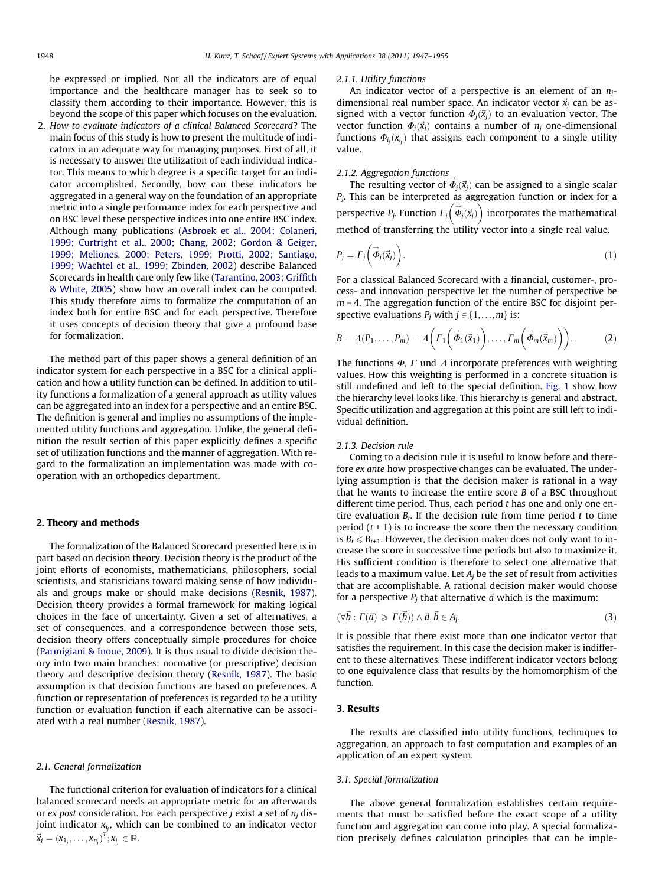be expressed or implied. Not all the indicators are of equal importance and the healthcare manager has to seek so to classify them according to their importance. However, this is beyond the scope of this paper which focuses on the evaluation.

2. *How to evaluate indicators of a clinical Balanced Scorecard*? The main focus of this study is how to present the multitude of indicators in an adequate way for managing purposes. First of all, it is necessary to answer the utilization of each individual indicator. This means to which degree is a specific target for an indicator accomplished. Secondly, how can these indicators be aggregated in a general way on the foundation of an appropriate metric into a single performance index for each perspective and on BSC level these perspective indices into one entire BSC index. Although many publications (Asbroek et al., 2004; Colaneri, 1999; Curtright et al., 2000; Chang, 2002; Gordon & Geiger, 1999; Meliones, 2000; Peters, 1999; Protti, 2002; Santiago, 1999; Wachtel et al., 1999; Zbinden, 2002) describe Balanced Scorecards in health care only few like (Tarantino, 2003; Griffith & White, 2005) show how an overall index can be computed. This study therefore aims to formalize the computation of an index both for entire BSC and for each perspective. Therefore it uses concepts of decision theory that give a profound base for formalization.

The method part of this paper shows a general definition of an indicator system for each perspective in a BSC for a clinical application and how a utility function can be defined. In addition to utility functions a formalization of a general approach as utility values can be aggregated into an index for a perspective and an entire BSC. The definition is general and implies no assumptions of the implemented utility functions and aggregation. Unlike, the general definition the result section of this paper explicitly defines a specific set of utilization functions and the manner of aggregation. With regard to the formalization an implementation was made with cooperation with an orthopedics department.

## 2. Theory and methods

The formalization of the Balanced Scorecard presented here is in part based on decision theory. Decision theory is the product of the joint efforts of economists, mathematicians, philosophers, social scientists, and statisticians toward making sense of how individuals and groups make or should make decisions (Resnik, 1987). Decision theory provides a formal framework for making logical choices in the face of uncertainty. Given a set of alternatives, a set of consequences, and a correspondence between those sets, decision theory offers conceptually simple procedures for choice (Parmigiani & Inoue, 2009). It is thus usual to divide decision theory into two main branches: normative (or prescriptive) decision theory and descriptive decision theory (Resnik, 1987). The basic assumption is that decision functions are based on preferences. A function or representation of preferences is regarded to be a utility function or evaluation function if each alternative can be associated with a real number (Resnik, 1987).

### 2.1. General formalization

The functional criterion for evaluation of indicators for a clinical balanced scorecard needs an appropriate metric for an afterwards or *ex post* consideration. For each perspective $j$ exist a set of $n_j$ disjoint indicator $x_{i_j}$, which can be combined to an indicator vector $\vec{x}_j = (x_{1_j}, \ldots, x_{n_j})^T; x_{i_j} \in \mathbb{R}$.

#### 2.1.1. Utility functions

An indicator vector of a perspective is an element of an $n_j$-dimensional real number space. An indicator vector $\vec{x}_i$ can be assigned with a vector function $\vec{\Phi}_j(\vec{x}_j)$ to an evaluation vector. The vector function $\vec{\Phi}_j(\vec{x}_j)$ contains a number of $n_j$ one-dimensional functions $\Phi_{i_j}(x_{i_j})$ that assigns each component to a single utility value.

#### 2.1.2. Aggregation functions

The resulting vector of $\vec{\Phi}_j(\vec{x}_j)$ can be assigned to a single scalar $P_j$. This can be interpreted as aggregation function or index for a perspective $P_j$. Function $\Gamma_j\left(\vec{\Phi}_j(\vec{x}_j)\right)$ incorporates the mathematical method of transferring the utility vector into a single real value.

$$P_j = \Gamma_j\left(\vec{\Phi}_j(\vec{x}_j)\right). \tag{1}$$

For a classical Balanced Scorecard with a financial, customer-, process- and innovation perspective let the number of perspective be $m = 4$. The aggregation function of the entire BSC for disjoint perspective evaluations $P_j$ with $j \in \{1, \ldots, m\}$ is:

$$B = \Lambda(P_1, \ldots, P_m) = \Lambda\left(\Gamma_1\left(\vec{\Phi}_1(\vec{x}_1)\right), \ldots, \Gamma_m\left(\vec{\Phi}_m(\vec{x}_m)\right)\right). \tag{2}$$

The functions $\Phi$, $\Gamma$ und $\Lambda$ incorporate preferences with weighting values. How this weighting is performed in a concrete situation is still undefined and left to the special definition. Fig. 1 show how the hierarchy level looks like. This hierarchy is general and abstract. Specific utilization and aggregation at this point are still left to individual definition.

#### 2.1.3. Decision rule

Coming to a decision rule it is useful to know before and therefore *ex ante* how prospective changes can be evaluated. The underlying assumption is that the decision maker is rational in a way that he wants to increase the entire score $B$ of a BSC throughout different time period. Thus, each period $t$ has one and only one entire evaluation $B_t$. If the decision rule from time period $t$ to time period $(t + 1)$ is to increase the score then the necessary condition is $B_t \leqslant B_{t+1}$. However, the decision maker does not only want to increase the score in successive time periods but also to maximize it. His sufficient condition is therefore to select one alternative that leads to a maximum value. Let $A_j$ be the set of result from activities that are accomplishable. A rational decision maker would choose for a perspective $P_j$ that alternative $\vec{a}$ which is the maximum:

$$(\forall \vec{b} : \Gamma(\vec{a}) \geqslant \Gamma(\vec{b})) \wedge \vec{a}, \vec{b} \in A_j. \tag{3}$$

It is possible that there exist more than one indicator vector that satisfies the requirement. In this case the decision maker is indifferent to these alternatives. These indifferent indicator vectors belong to one equivalence class that results by the homomorphism of the function.

## 3. Results

The results are classified into utility functions, techniques to aggregation, an approach to fast computation and examples of an application of an expert system.

### 3.1. Special formalization

The above general formalization establishes certain requirements that must be satisfied before the exact scope of a utility function and aggregation can come into play. A special formalization precisely defines calculation principles that can be imple-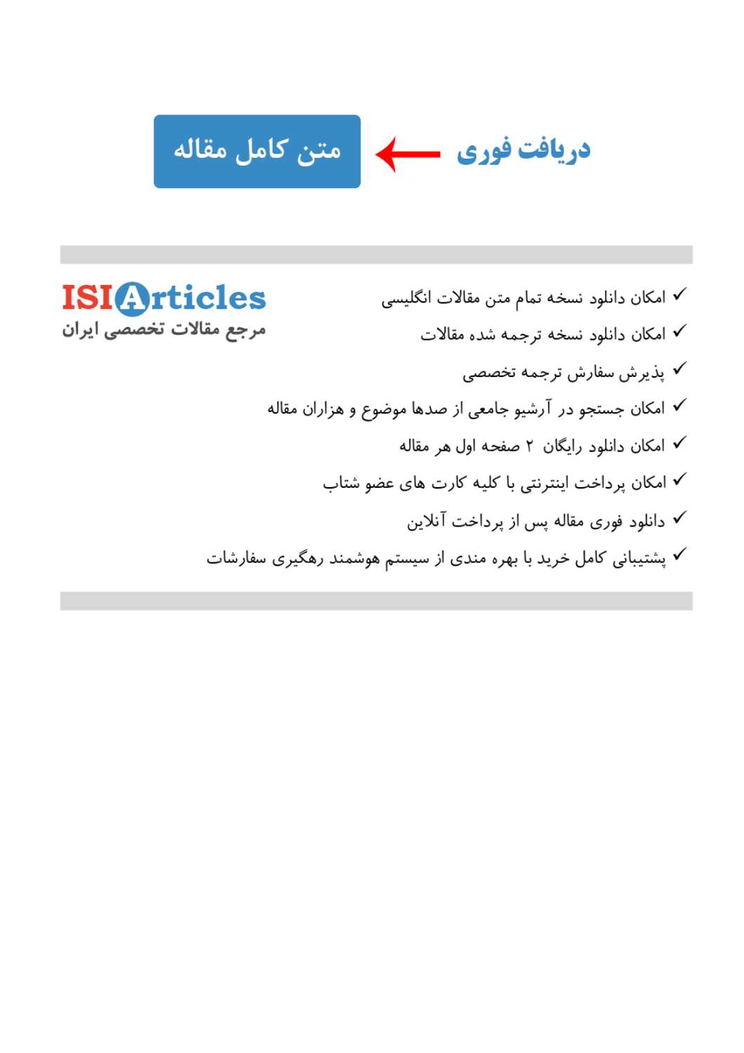دریافت فوری ← متن کامل مقاله

**ISIArticles**
مرجع مقالات تخصصی ایران

- ✓ امکان دانلود نسخه تمام متن مقالات انگلیسی
- ✓ امکان دانلود نسخه ترجمه شده مقالات
- ✓ پذیرش سفارش ترجمه تخصصی
- ✓ امکان جستجو در آرشیو جامعی از صدها موضوع و هزاران مقاله
- ✓ امکان دانلود رایگان ۲ صفحه اول هر مقاله
- ✓ امکان پرداخت اینترنتی با کلیه کارت های عضو شتاب
- ✓ دانلود فوری مقاله پس از پرداخت آنلاین
- ✓ پشتیبانی کامل خرید با بهره مندی از سیستم هوشمند رهگیری سفارشات